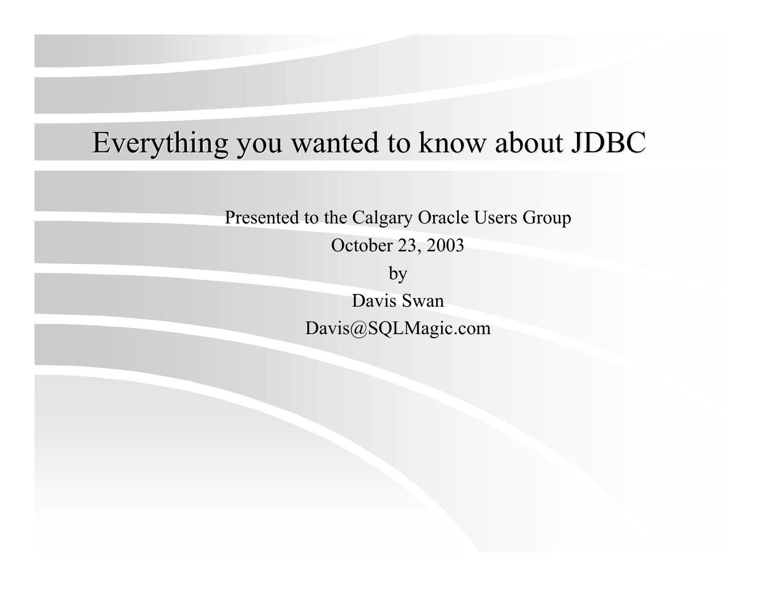# Everything you wanted to know about JDBC

Presented to the Calgary Oracle Users Group

October 23, 2003

by

Davis Swan

Davis@SQLMagic.com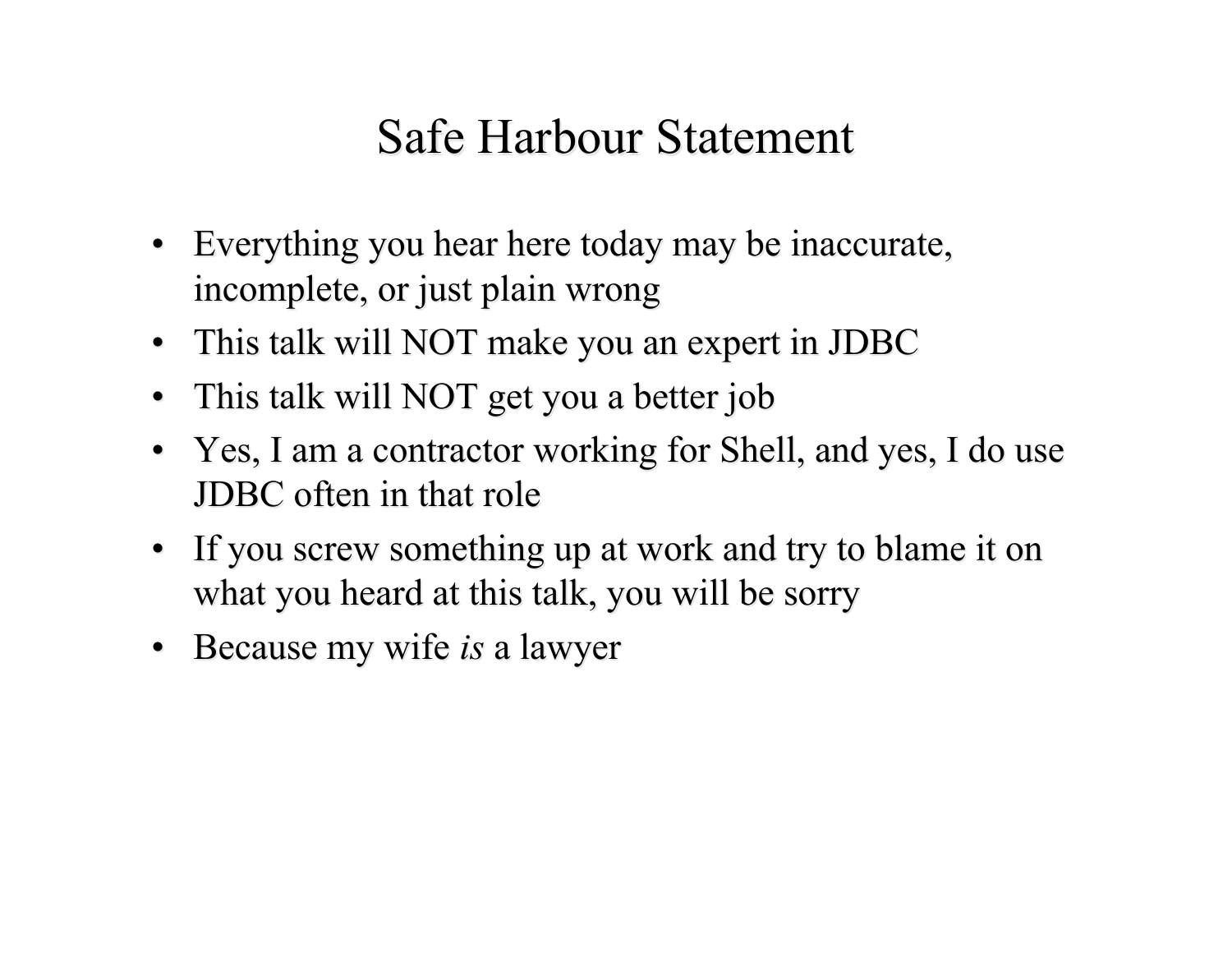# Safe Harbour Statement

- Everything you hear here today may be inaccurate, incomplete, or just plain wrong
- This talk will NOT make you an expert in JDBC
- This talk will NOT get you a better job
- Yes, I am a contractor working for Shell, and yes, I do use JDBC often in that role
- If you screw something up at work and try to blame it on what you heard at this talk, you will be sorry
- Because my wife *is* a lawyer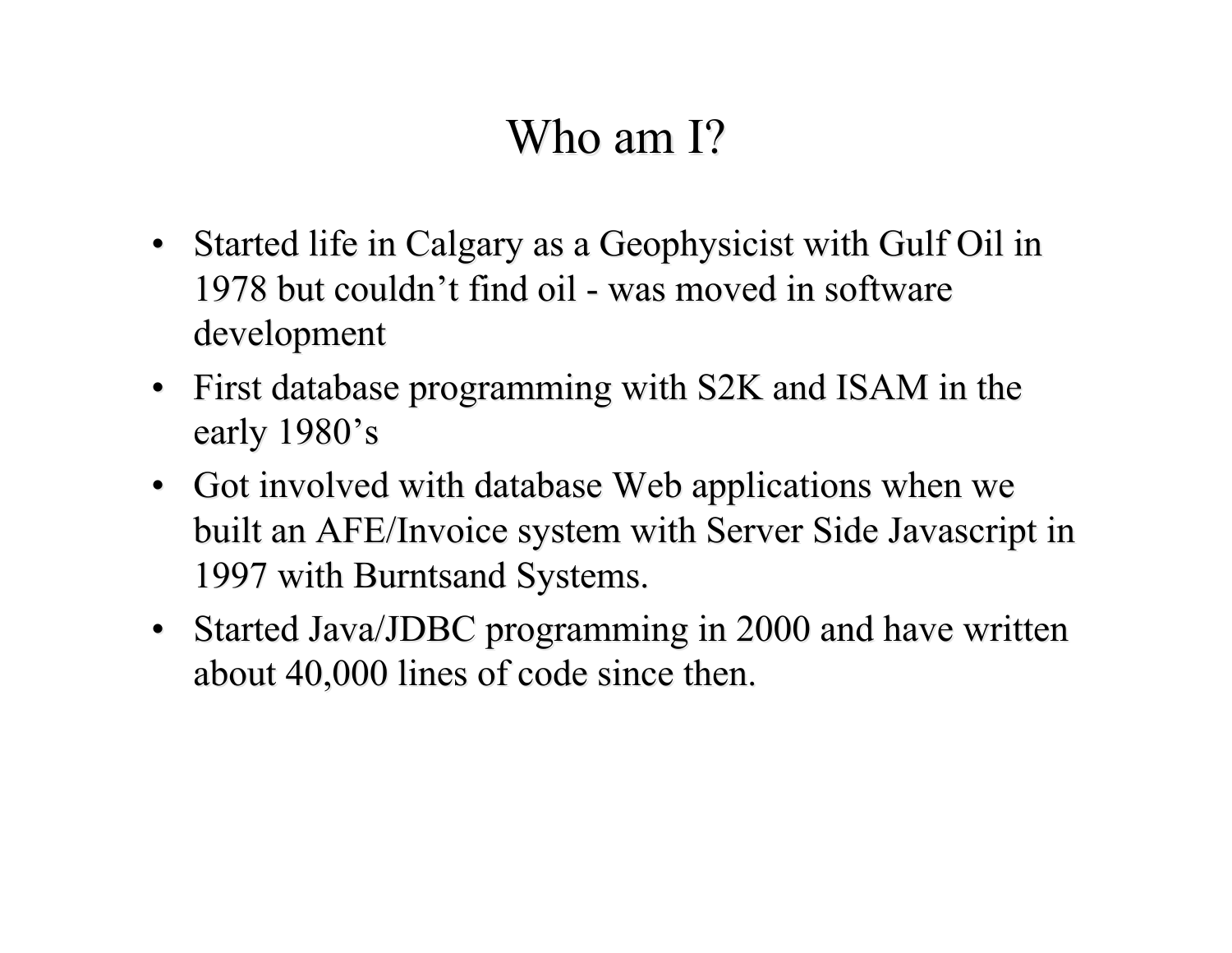# Who am I?

- Started life in Calgary as a Geophysicist with Gulf Oil in 1978 but couldn't find oil - was moved in software development
- First database programming with S2K and ISAM in the early 1980's
- Got involved with database Web applications when we built an AFE/Invoice system with Server Side Javascript in 1997 with Burntsand Systems.
- Started Java/JDBC programming in 2000 and have written about 40,000 lines of code since then.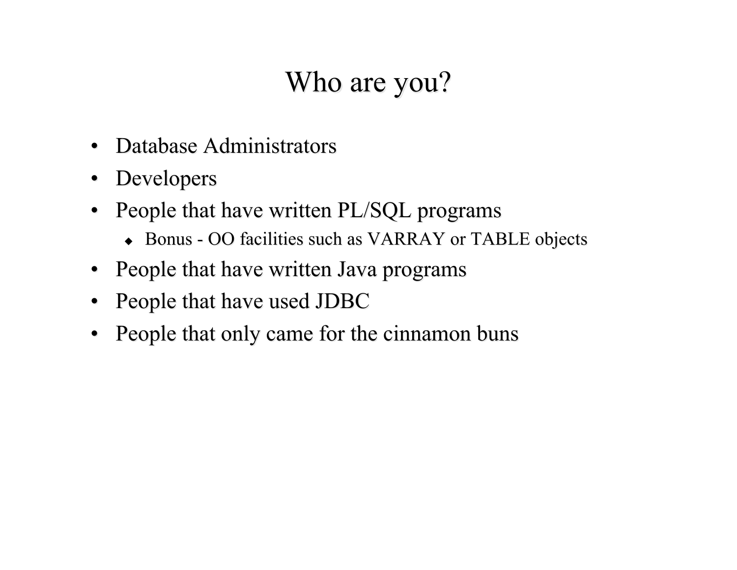# Who are you?

- Database Administrators
- Developers
- People that have written PL/SQL programs
  - Bonus - OO facilities such as VARRAY or TABLE objects
- People that have written Java programs
- People that have used JDBC
- People that only came for the cinnamon buns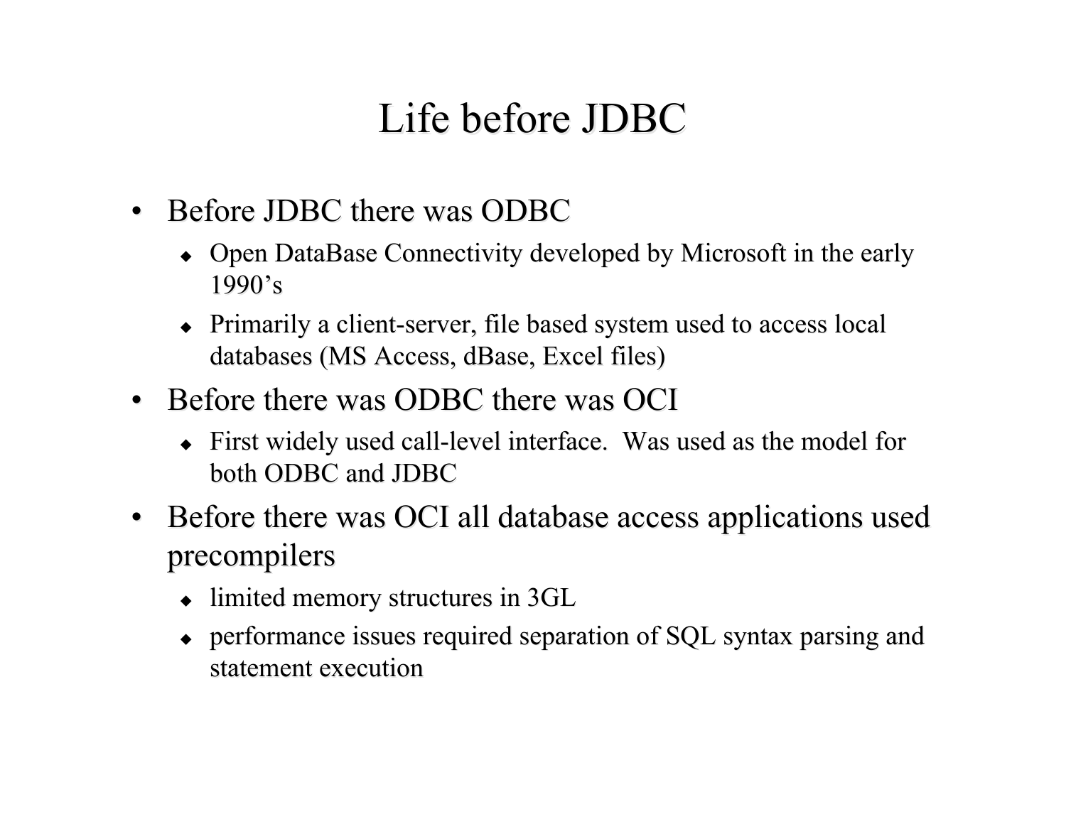# Life before JDBC

- Before JDBC there was ODBC
  - Open DataBase Connectivity developed by Microsoft in the early 1990's
  - Primarily a client-server, file based system used to access local databases (MS Access, dBase, Excel files)
- Before there was ODBC there was OCI
  - First widely used call-level interface. Was used as the model for both ODBC and JDBC
- Before there was OCI all database access applications used precompilers
  - limited memory structures in 3GL
  - performance issues required separation of SQL syntax parsing and statement execution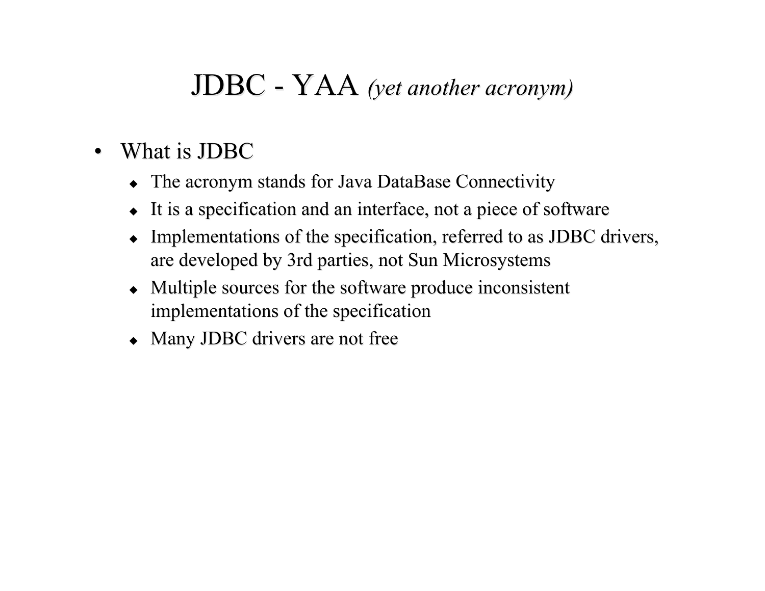# JDBC - YAA *(yet another acronym)*

- What is JDBC
  - The acronym stands for Java DataBase Connectivity
  - It is a specification and an interface, not a piece of software
  - Implementations of the specification, referred to as JDBC drivers, are developed by 3rd parties, not Sun Microsystems
  - Multiple sources for the software produce inconsistent implementations of the specification
  - Many JDBC drivers are not free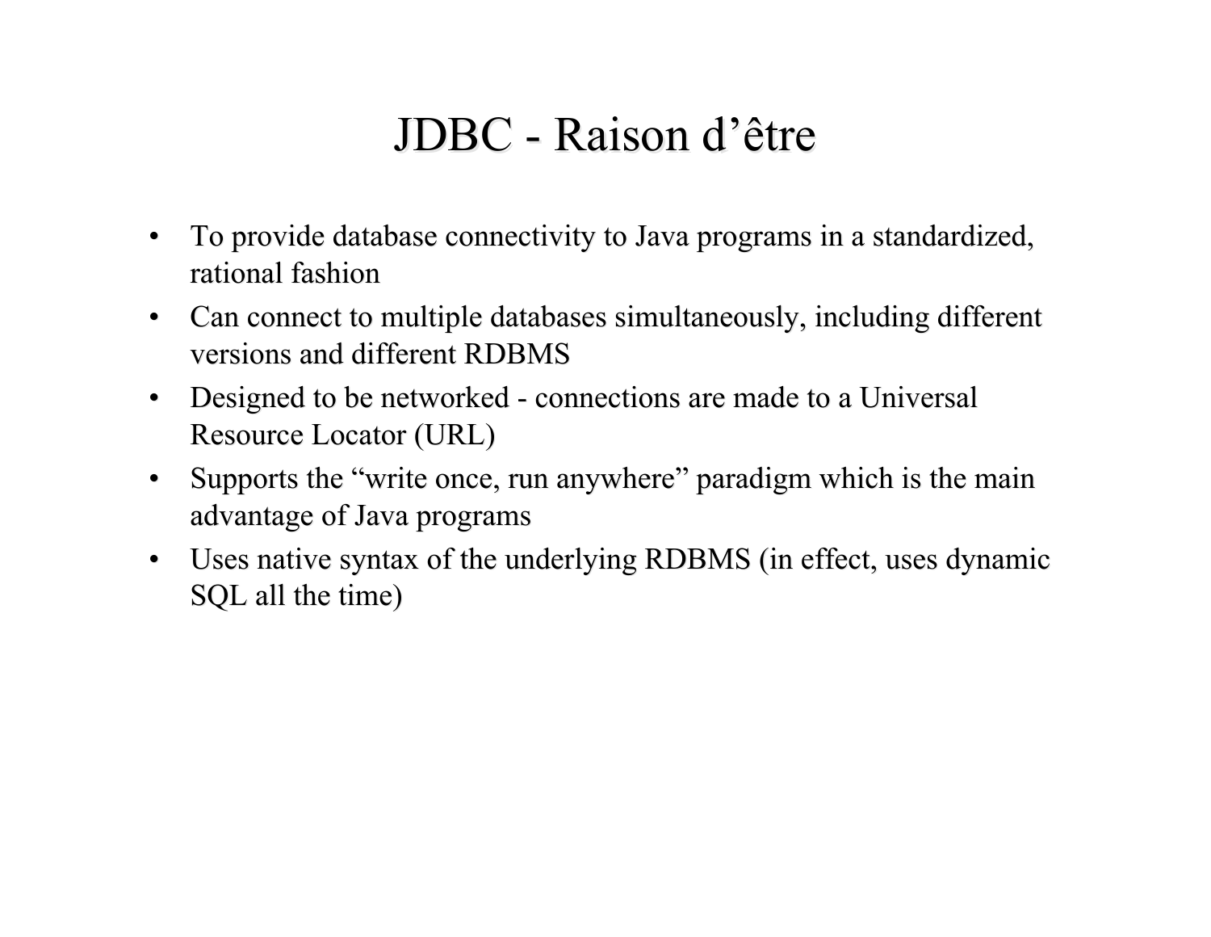# JDBC - Raison d’être

- To provide database connectivity to Java programs in a standardized, rational fashion
- Can connect to multiple databases simultaneously, including different versions and different RDBMS
- Designed to be networked - connections are made to a Universal Resource Locator (URL)
- Supports the “write once, run anywhere” paradigm which is the main advantage of Java programs
- Uses native syntax of the underlying RDBMS (in effect, uses dynamic SQL all the time)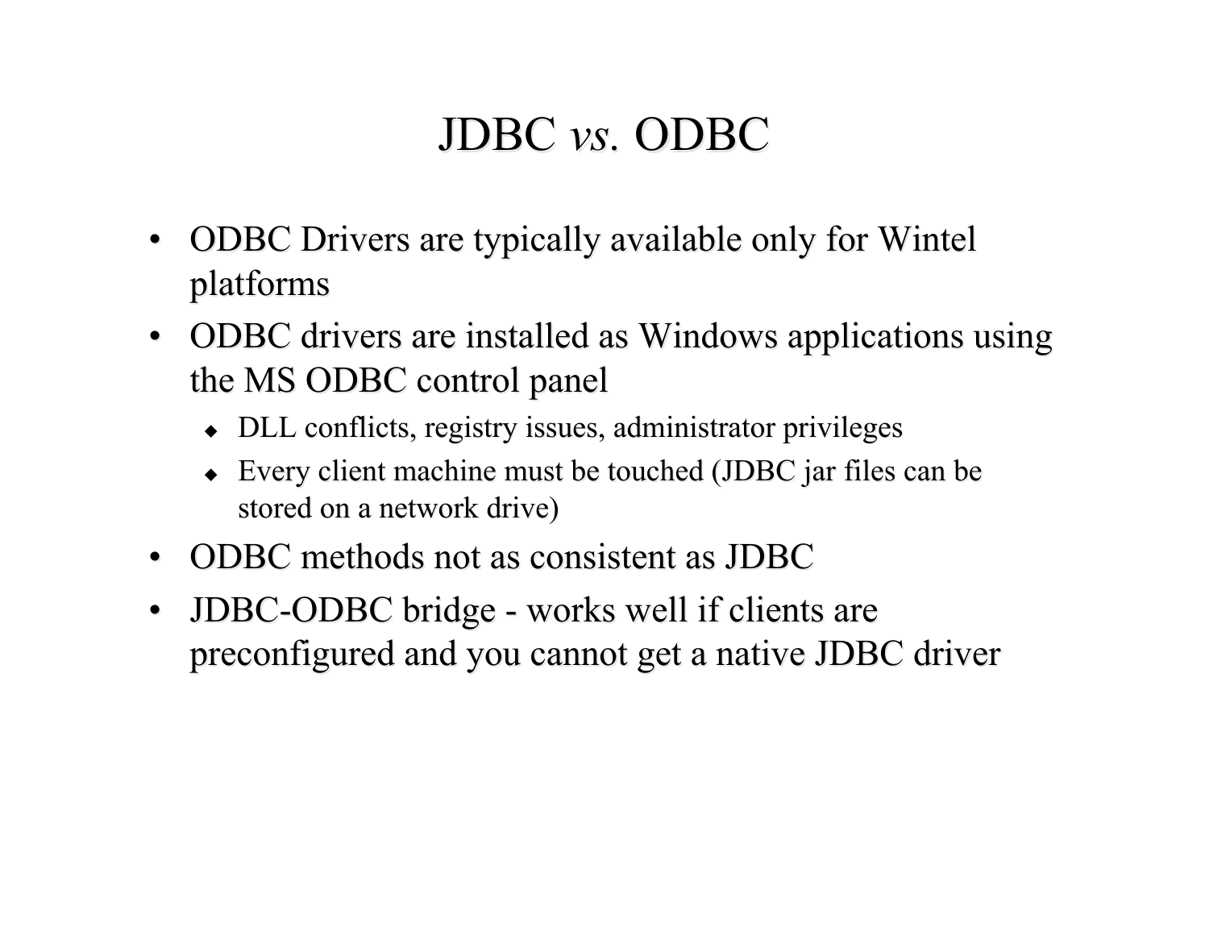# JDBC *vs.* ODBC

- ODBC Drivers are typically available only for Wintel platforms
- ODBC drivers are installed as Windows applications using the MS ODBC control panel
  - DLL conflicts, registry issues, administrator privileges
  - Every client machine must be touched (JDBC jar files can be stored on a network drive)
- ODBC methods not as consistent as JDBC
- JDBC-ODBC bridge - works well if clients are preconfigured and you cannot get a native JDBC driver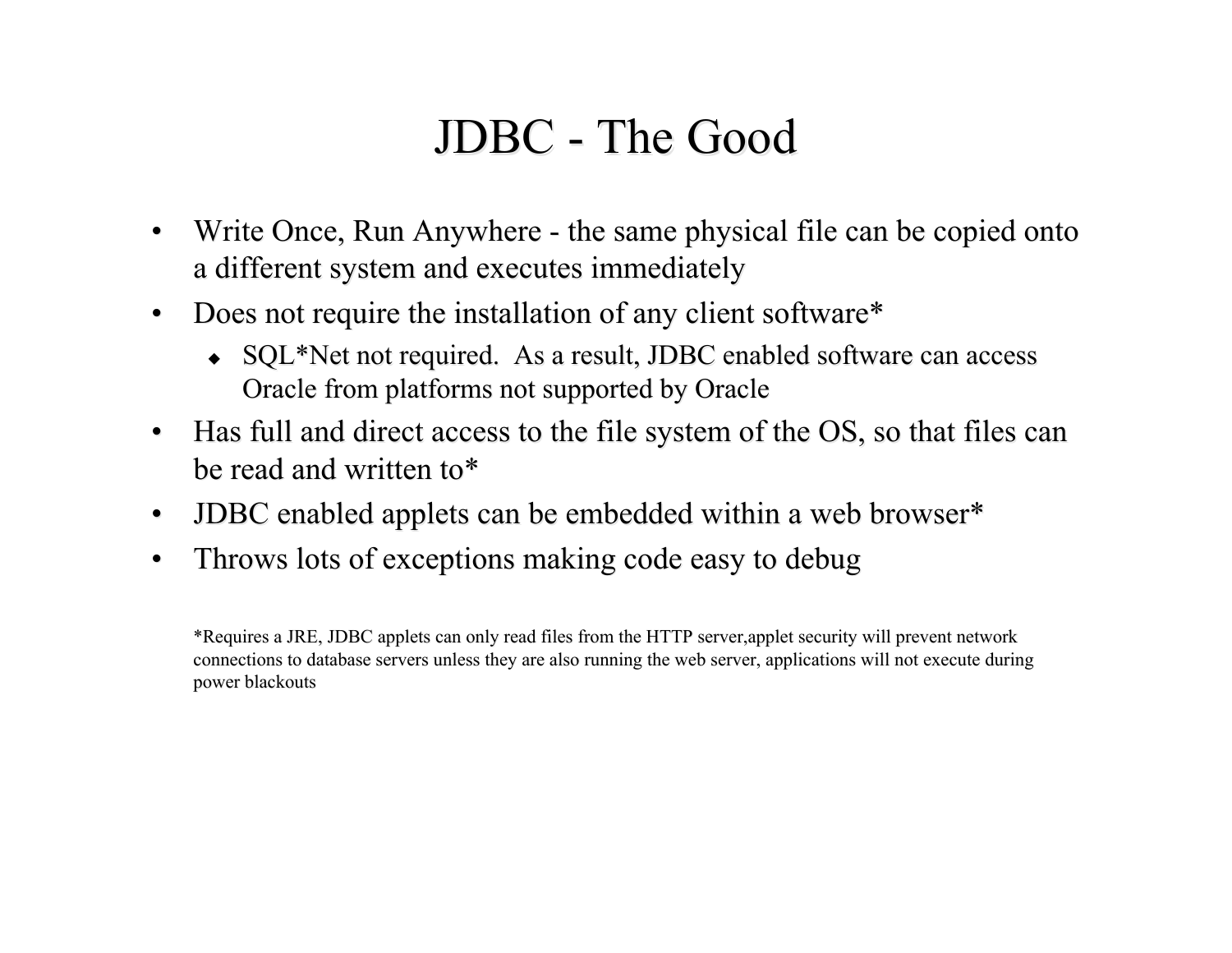# JDBC - The Good

- Write Once, Run Anywhere - the same physical file can be copied onto a different system and executes immediately
- Does not require the installation of any client software*
  - SQL*Net not required.  As a result, JDBC enabled software can access Oracle from platforms not supported by Oracle
- Has full and direct access to the file system of the OS, so that files can be read and written to*
- JDBC enabled applets can be embedded within a web browser*
- Throws lots of exceptions making code easy to debug

*Requires a JRE, JDBC applets can only read files from the HTTP server,applet security will prevent network connections to database servers unless they are also running the web server, applications will not execute during power blackouts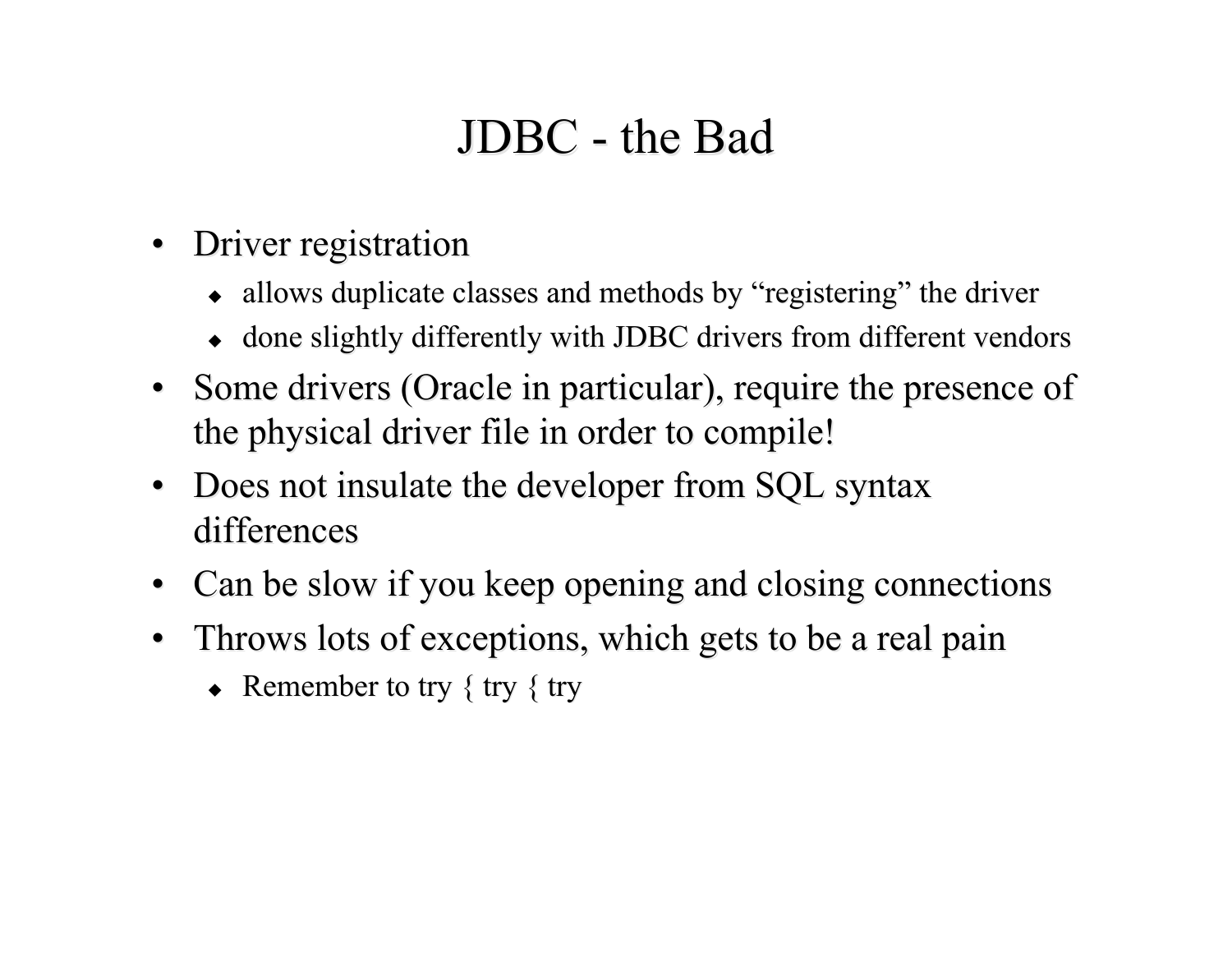# JDBC - the Bad

- Driver registration
  - allows duplicate classes and methods by "registering" the driver
  - done slightly differently with JDBC drivers from different vendors
- Some drivers (Oracle in particular), require the presence of the physical driver file in order to compile!
- Does not insulate the developer from SQL syntax differences
- Can be slow if you keep opening and closing connections
- Throws lots of exceptions, which gets to be a real pain
  - Remember to try { try { try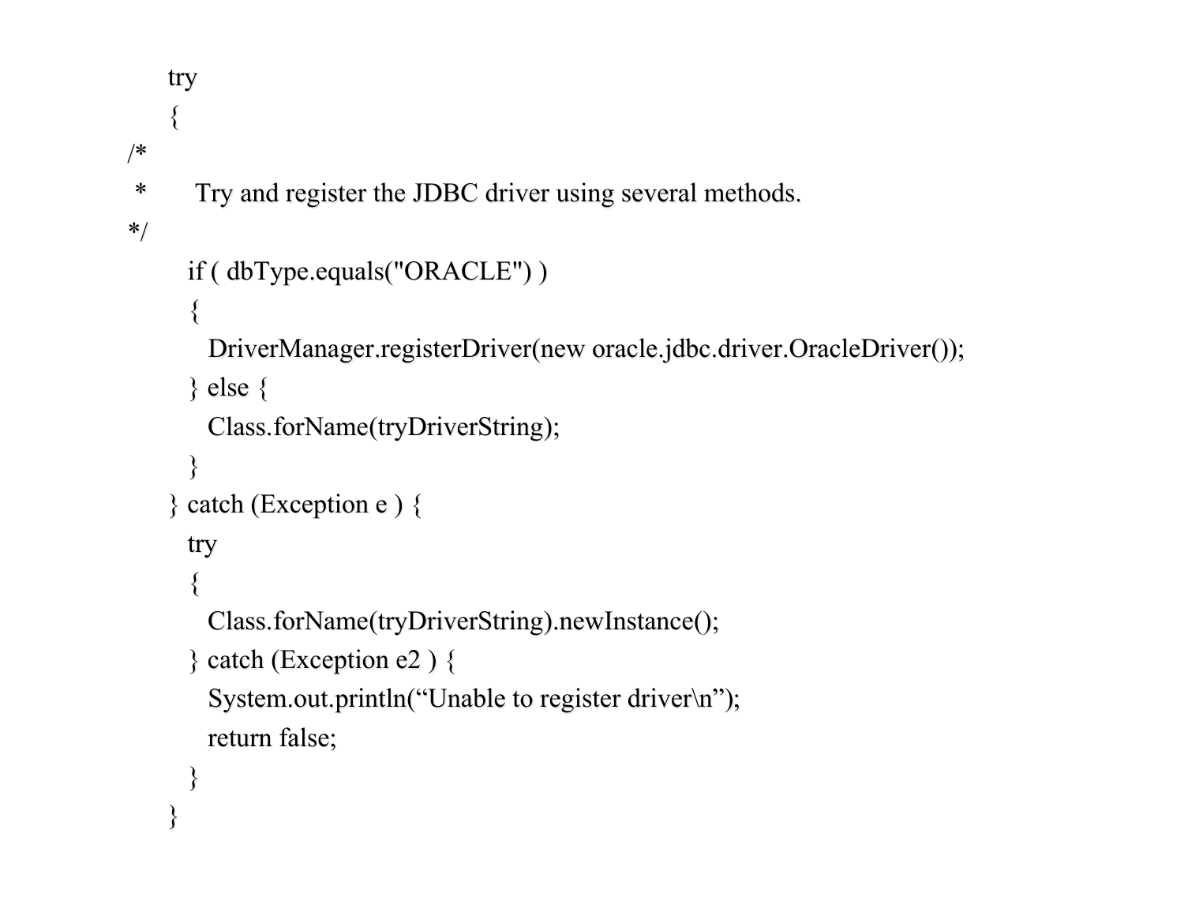```
    try
    {
/*
 *     Try and register the JDBC driver using several methods.
*/
      if ( dbType.equals("ORACLE") )
      {
        DriverManager.registerDriver(new oracle.jdbc.driver.OracleDriver());
      } else {
        Class.forName(tryDriverString);
      }
    } catch (Exception e ) {
      try
      {
        Class.forName(tryDriverString).newInstance();
      } catch (Exception e2 ) {
        System.out.println(“Unable to register driver\n”);
        return false;
      }
    }
```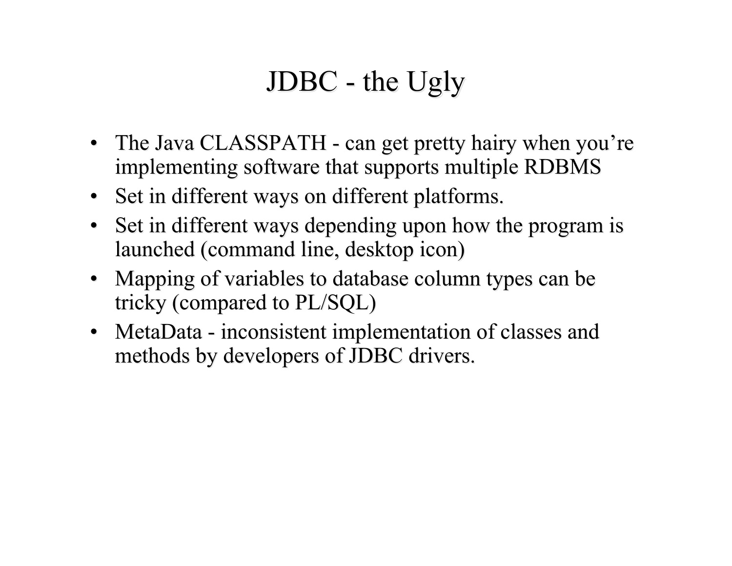# JDBC - the Ugly

- The Java CLASSPATH - can get pretty hairy when you're implementing software that supports multiple RDBMS
- Set in different ways on different platforms.
- Set in different ways depending upon how the program is launched (command line, desktop icon)
- Mapping of variables to database column types can be tricky (compared to PL/SQL)
- MetaData - inconsistent implementation of classes and methods by developers of JDBC drivers.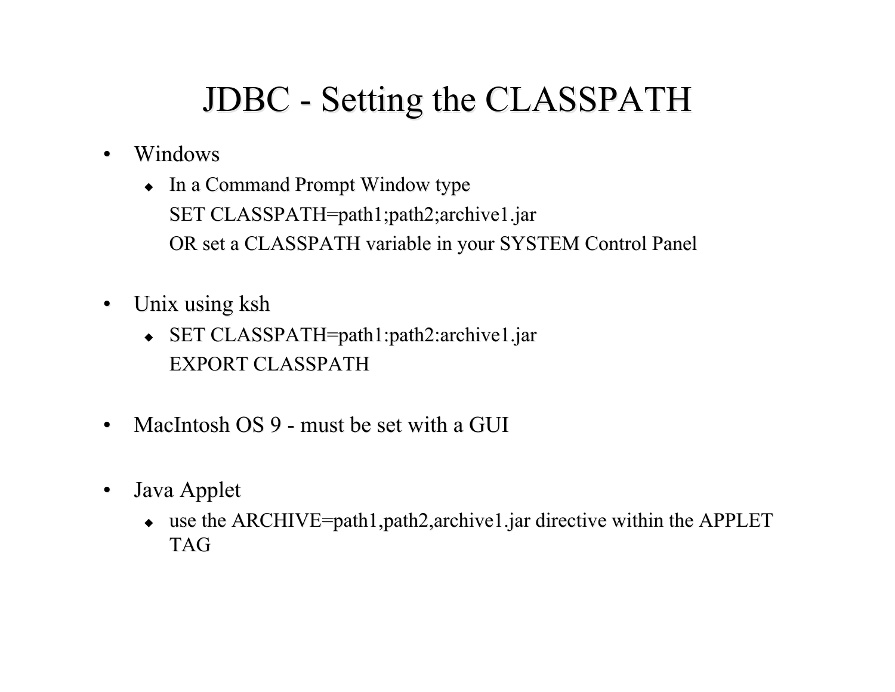# JDBC - Setting the CLASSPATH

- Windows
  - In a Command Prompt Window type
    SET CLASSPATH=path1;path2;archive1.jar
    OR set a CLASSPATH variable in your SYSTEM Control Panel

- Unix using ksh
  - SET CLASSPATH=path1:path2:archive1.jar
    EXPORT CLASSPATH

- MacIntosh OS 9 - must be set with a GUI

- Java Applet
  - use the ARCHIVE=path1,path2,archive1.jar directive within the APPLET TAG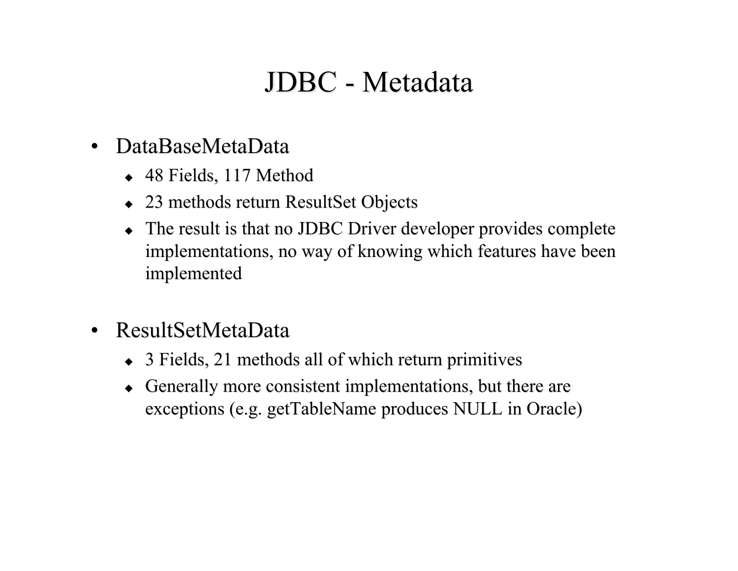# JDBC - Metadata

- DataBaseMetaData
  - 48 Fields, 117 Method
  - 23 methods return ResultSet Objects
  - The result is that no JDBC Driver developer provides complete implementations, no way of knowing which features have been implemented

- ResultSetMetaData
  - 3 Fields, 21 methods all of which return primitives
  - Generally more consistent implementations, but there are exceptions (e.g. getTableName produces NULL in Oracle)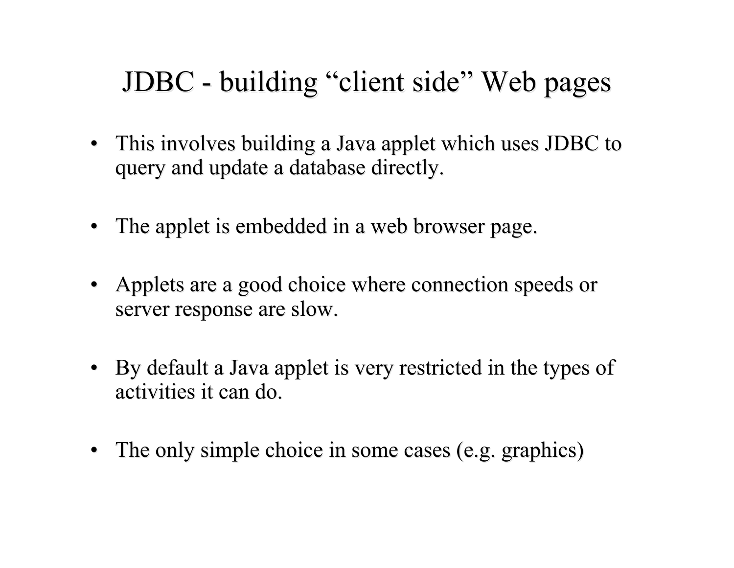# JDBC - building "client side" Web pages

- This involves building a Java applet which uses JDBC to query and update a database directly.
- The applet is embedded in a web browser page.
- Applets are a good choice where connection speeds or server response are slow.
- By default a Java applet is very restricted in the types of activities it can do.
- The only simple choice in some cases (e.g. graphics)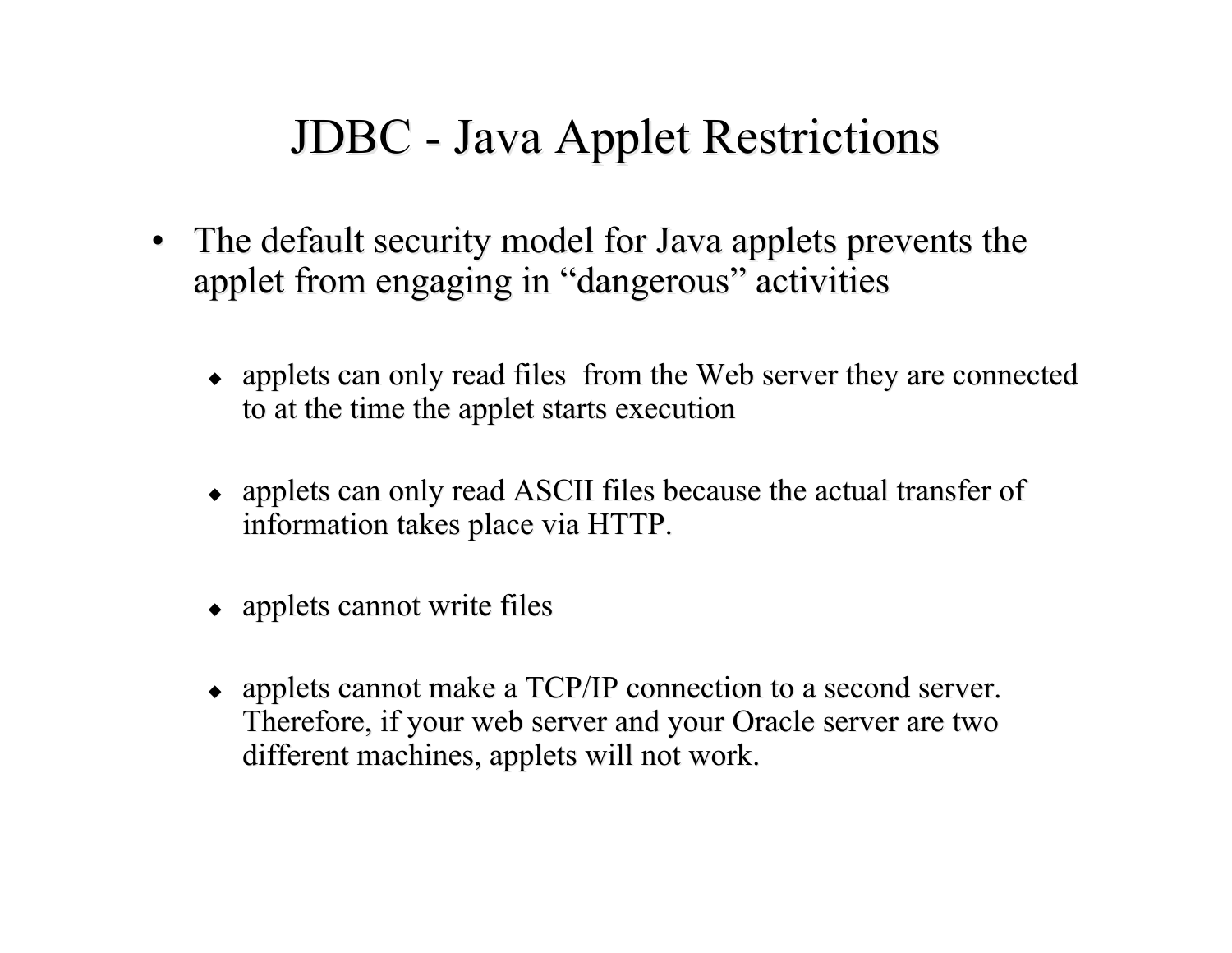# JDBC - Java Applet Restrictions

- The default security model for Java applets prevents the applet from engaging in "dangerous" activities
  - applets can only read files from the Web server they are connected to at the time the applet starts execution
  - applets can only read ASCII files because the actual transfer of information takes place via HTTP.
  - applets cannot write files
  - applets cannot make a TCP/IP connection to a second server. Therefore, if your web server and your Oracle server are two different machines, applets will not work.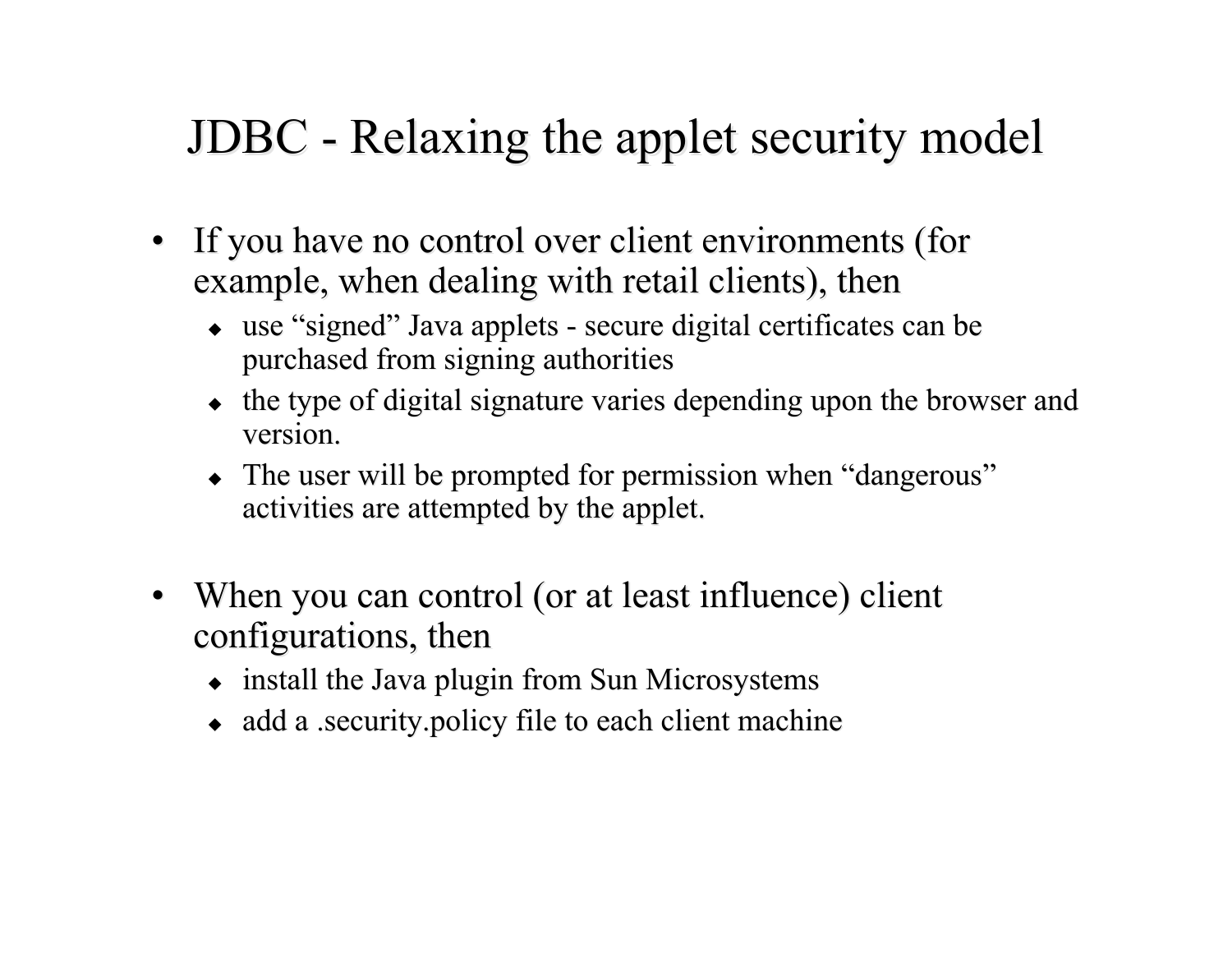# JDBC - Relaxing the applet security model

- If you have no control over client environments (for example, when dealing with retail clients), then
  - use "signed" Java applets - secure digital certificates can be purchased from signing authorities
  - the type of digital signature varies depending upon the browser and version.
  - The user will be prompted for permission when "dangerous" activities are attempted by the applet.

- When you can control (or at least influence) client configurations, then
  - install the Java plugin from Sun Microsystems
  - add a .security.policy file to each client machine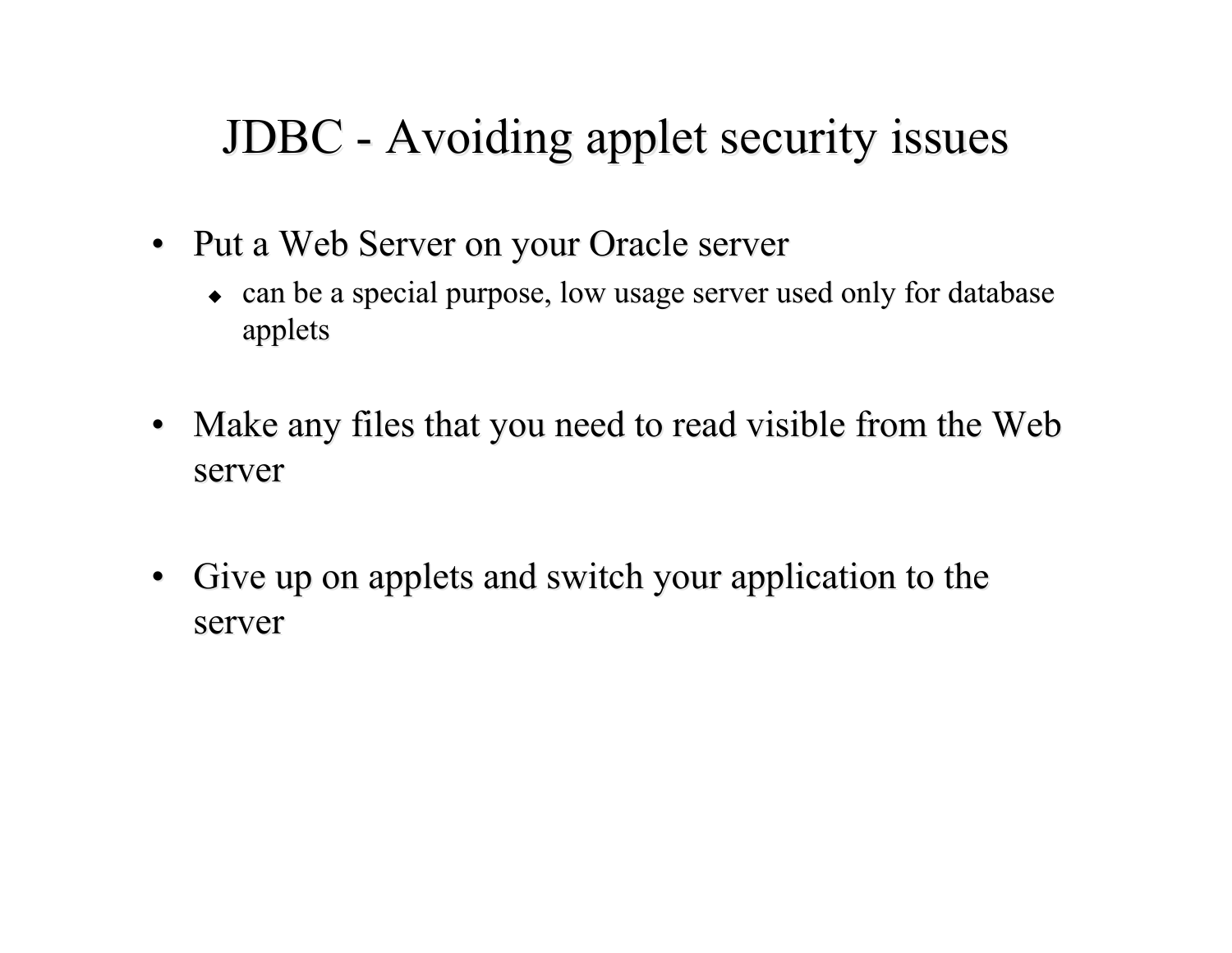# JDBC - Avoiding applet security issues

- Put a Web Server on your Oracle server
  - can be a special purpose, low usage server used only for database applets
- Make any files that you need to read visible from the Web server
- Give up on applets and switch your application to the server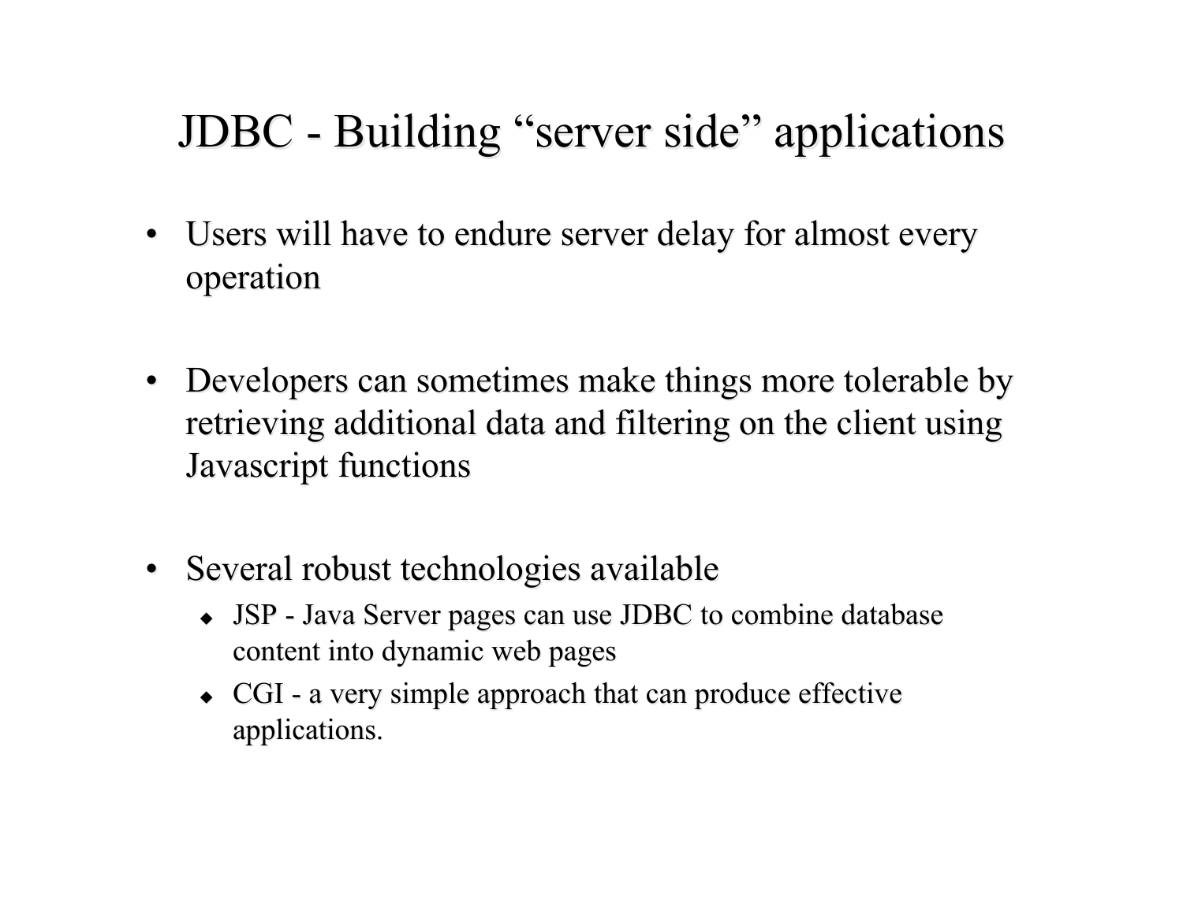# JDBC - Building “server side” applications

- Users will have to endure server delay for almost every operation

- Developers can sometimes make things more tolerable by retrieving additional data and filtering on the client using Javascript functions

- Several robust technologies available
  - JSP - Java Server pages can use JDBC to combine database content into dynamic web pages
  - CGI - a very simple approach that can produce effective applications.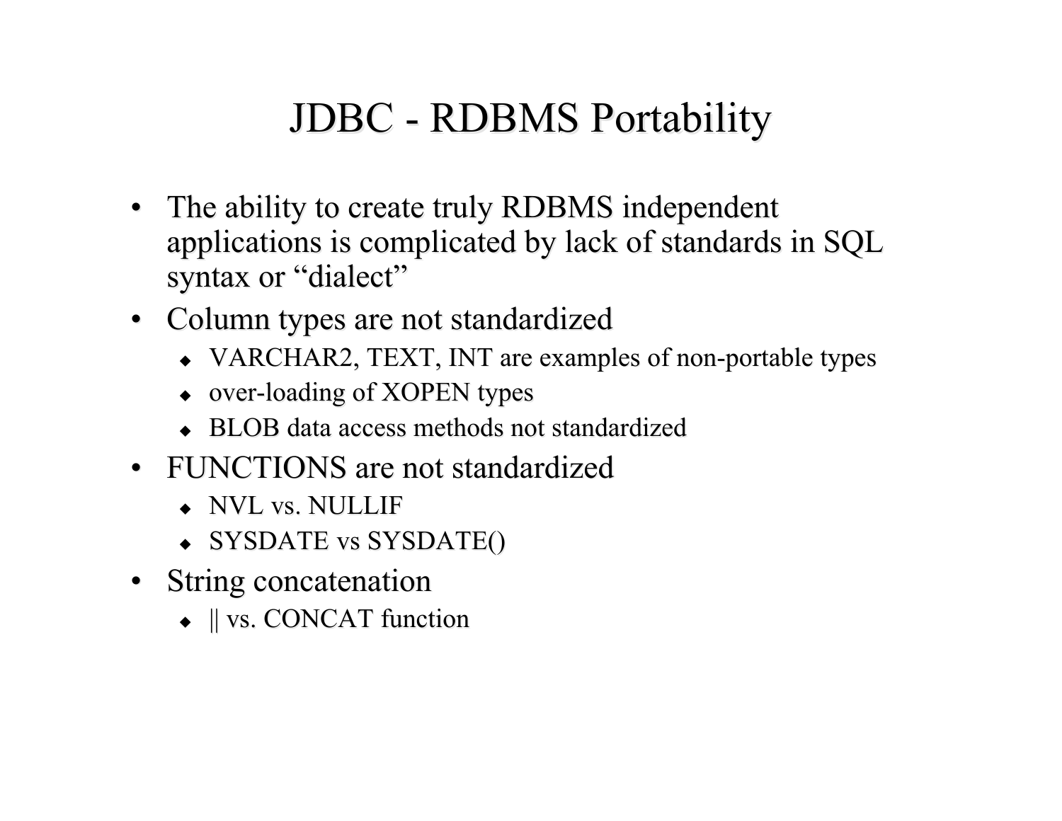# JDBC - RDBMS Portability

- The ability to create truly RDBMS independent applications is complicated by lack of standards in SQL syntax or “dialect”
- Column types are not standardized
  - VARCHAR2, TEXT, INT are examples of non-portable types
  - over-loading of XOPEN types
  - BLOB data access methods not standardized
- FUNCTIONS are not standardized
  - NVL vs. NULLIF
  - SYSDATE vs SYSDATE()
- String concatenation
  - || vs. CONCAT function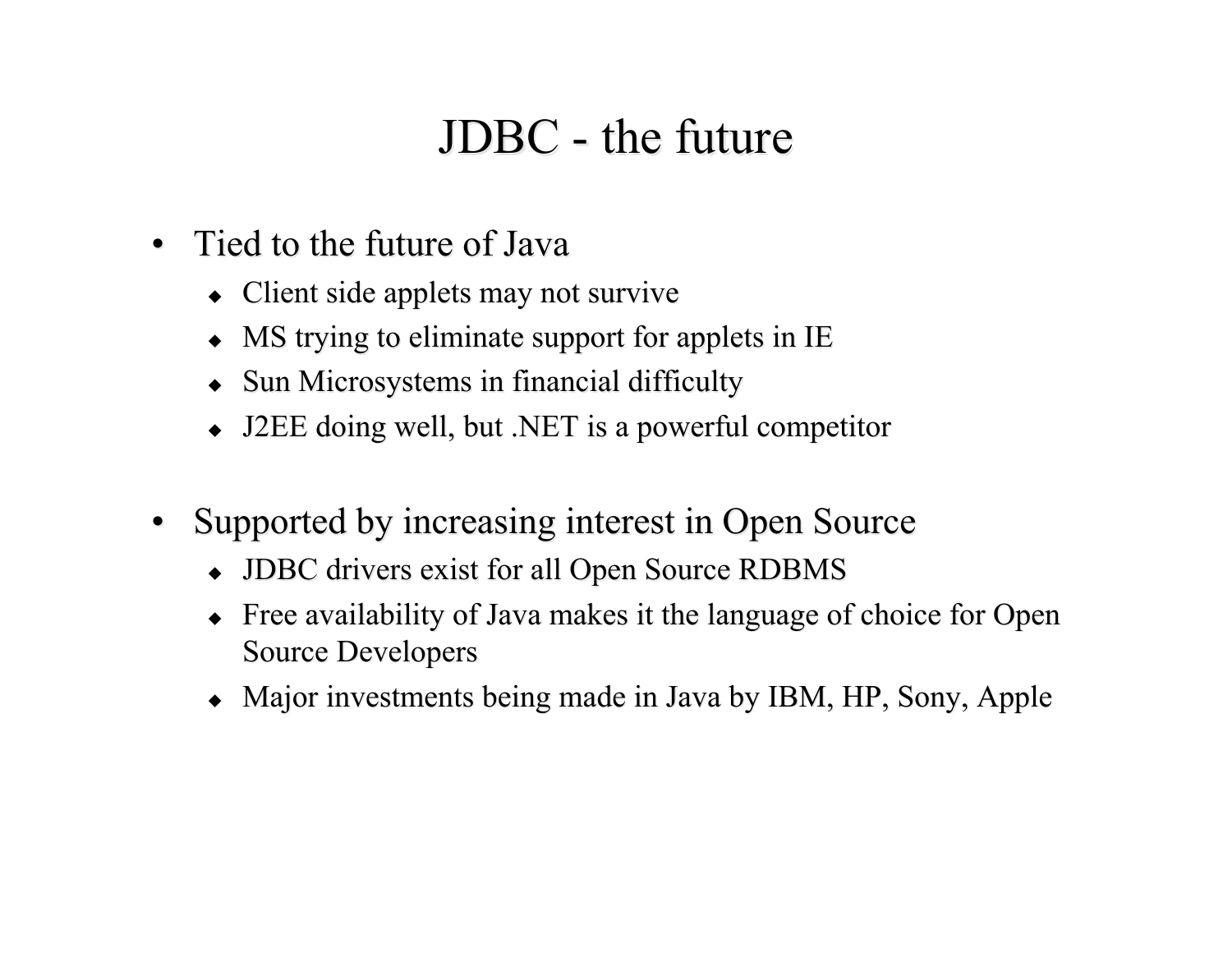# JDBC - the future

- Tied to the future of Java
  - Client side applets may not survive
  - MS trying to eliminate support for applets in IE
  - Sun Microsystems in financial difficulty
  - J2EE doing well, but .NET is a powerful competitor

- Supported by increasing interest in Open Source
  - JDBC drivers exist for all Open Source RDBMS
  - Free availability of Java makes it the language of choice for Open Source Developers
  - Major investments being made in Java by IBM, HP, Sony, Apple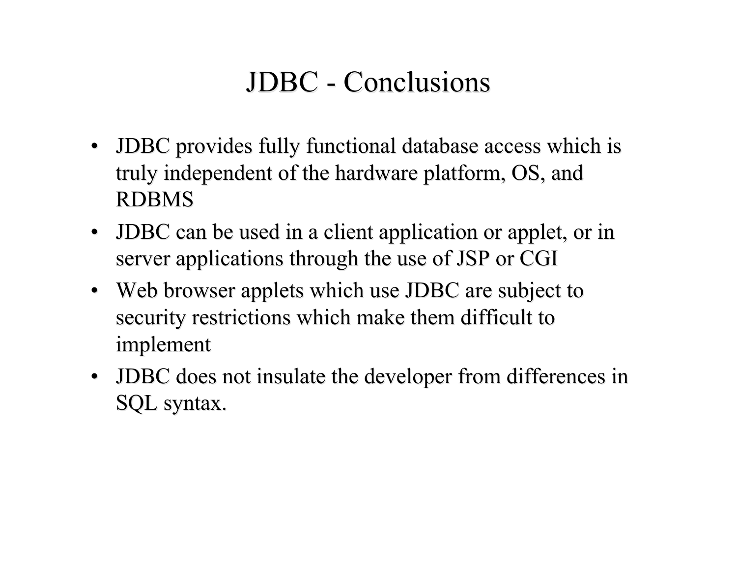# JDBC - Conclusions

- JDBC provides fully functional database access which is truly independent of the hardware platform, OS, and RDBMS
- JDBC can be used in a client application or applet, or in server applications through the use of JSP or CGI
- Web browser applets which use JDBC are subject to security restrictions which make them difficult to implement
- JDBC does not insulate the developer from differences in SQL syntax.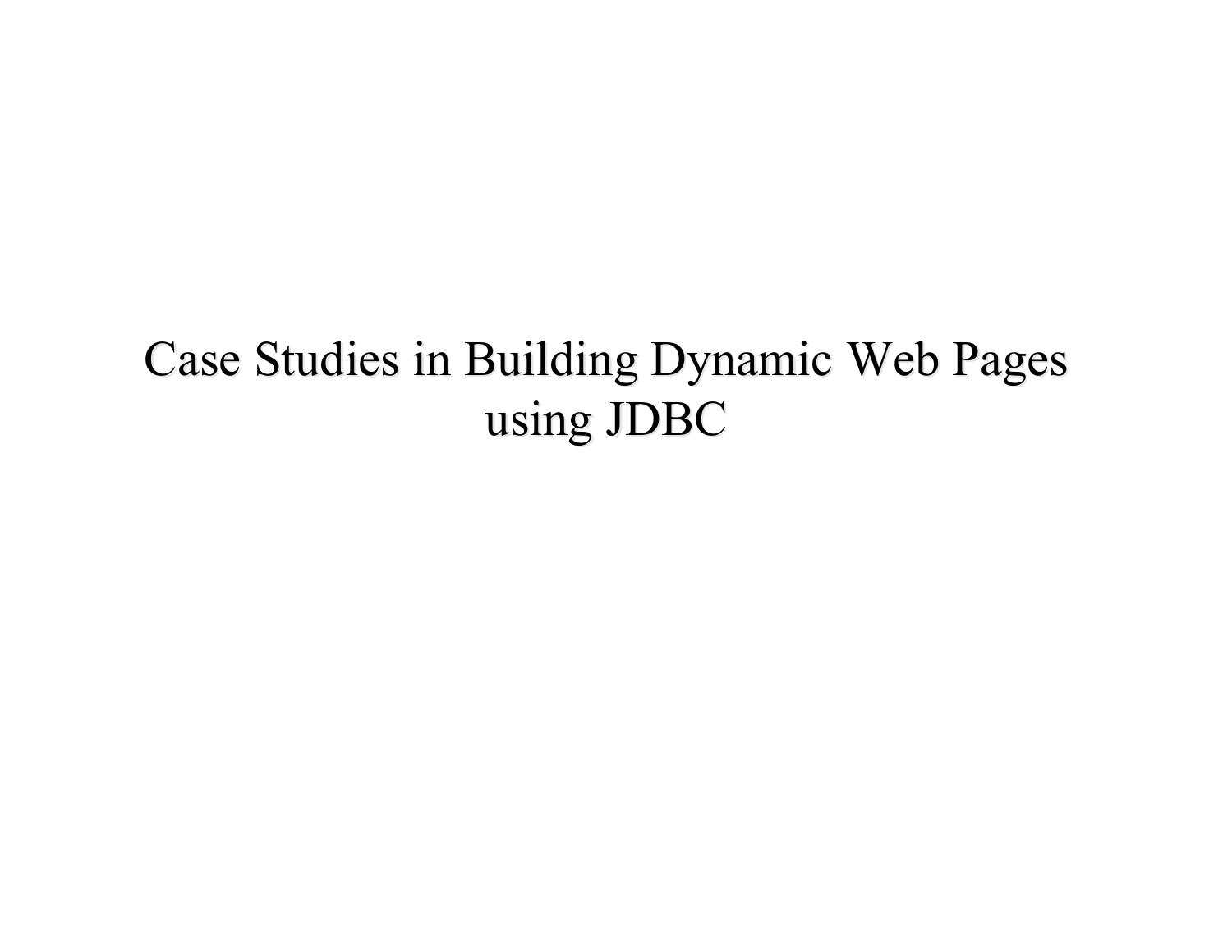# Case Studies in Building Dynamic Web Pages using JDBC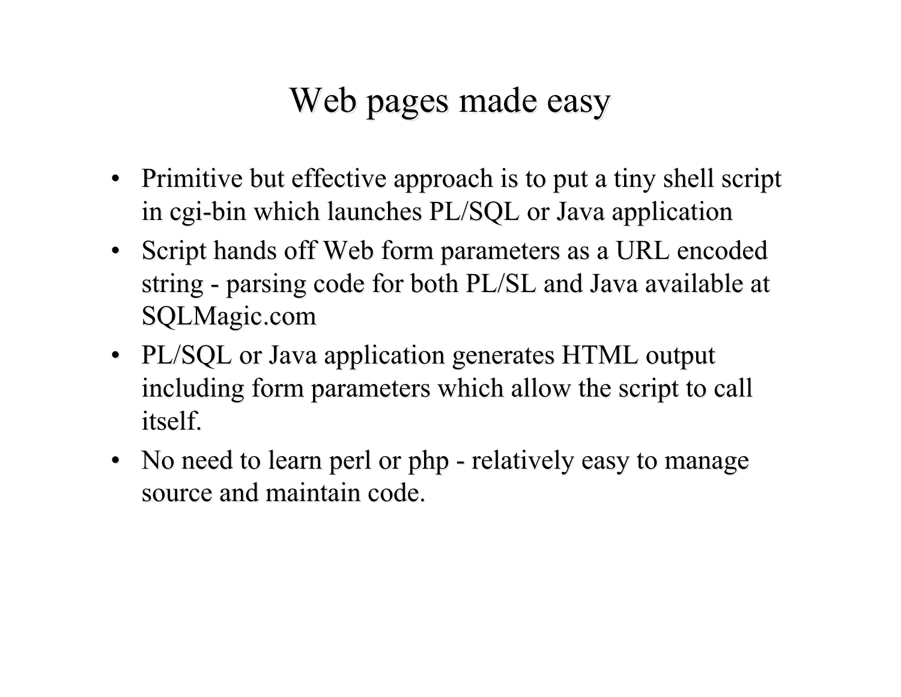# Web pages made easy

- Primitive but effective approach is to put a tiny shell script in cgi-bin which launches PL/SQL or Java application
- Script hands off Web form parameters as a URL encoded string - parsing code for both PL/SL and Java available at SQLMagic.com
- PL/SQL or Java application generates HTML output including form parameters which allow the script to call itself.
- No need to learn perl or php - relatively easy to manage source and maintain code.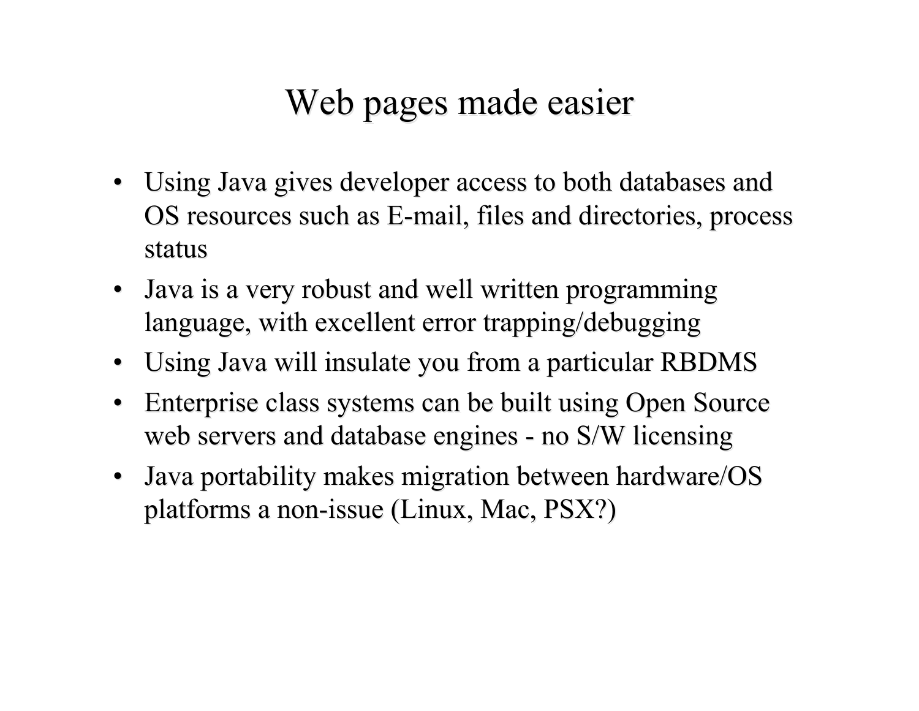# Web pages made easier

- Using Java gives developer access to both databases and OS resources such as E-mail, files and directories, process status
- Java is a very robust and well written programming language, with excellent error trapping/debugging
- Using Java will insulate you from a particular RBDMS
- Enterprise class systems can be built using Open Source web servers and database engines - no S/W licensing
- Java portability makes migration between hardware/OS platforms a non-issue (Linux, Mac, PSX?)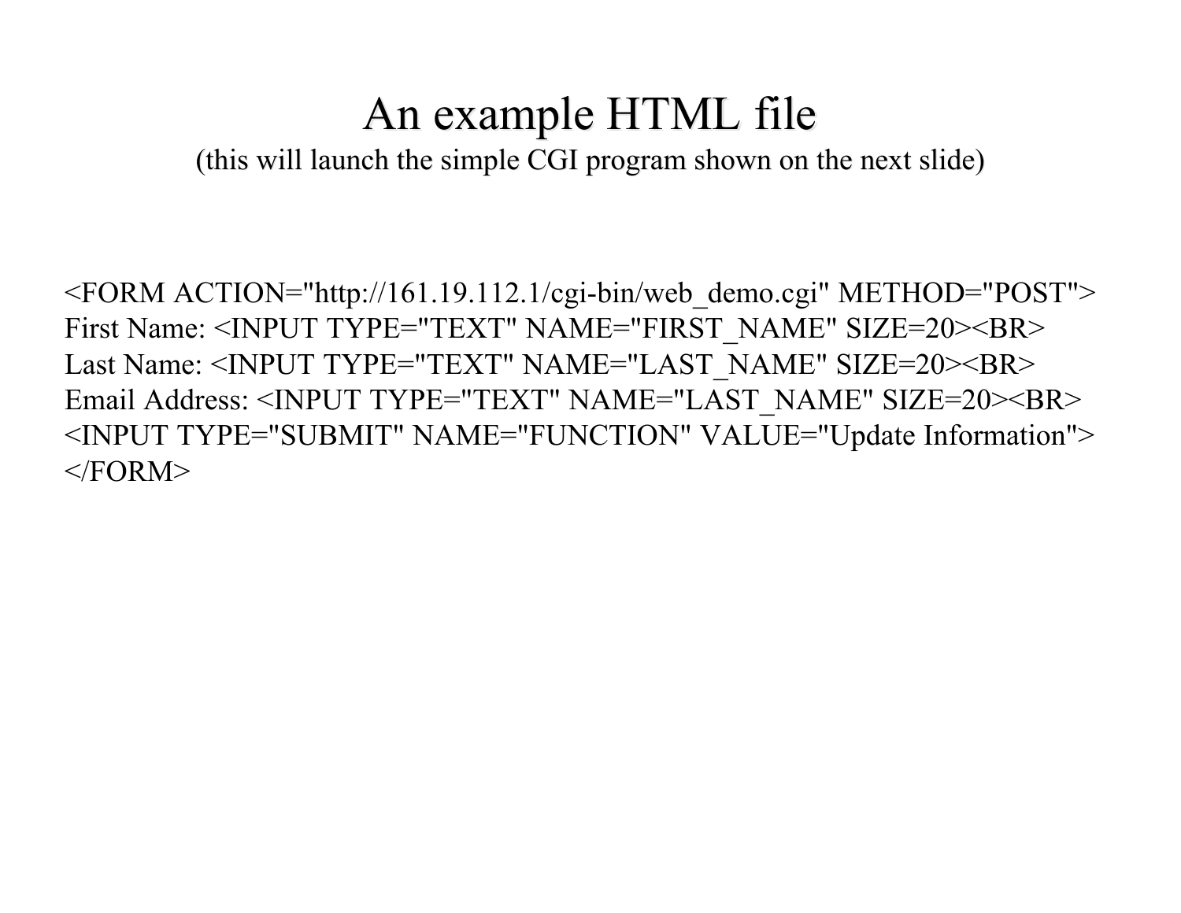# An example HTML file

(this will launch the simple CGI program shown on the next slide)

```
<FORM ACTION="http://161.19.112.1/cgi-bin/web_demo.cgi" METHOD="POST">
First Name: <INPUT TYPE="TEXT" NAME="FIRST_NAME" SIZE=20><BR>
Last Name: <INPUT TYPE="TEXT" NAME="LAST_NAME" SIZE=20><BR>
Email Address: <INPUT TYPE="TEXT" NAME="LAST_NAME" SIZE=20><BR>
<INPUT TYPE="SUBMIT" NAME="FUNCTION" VALUE="Update Information">
</FORM>
```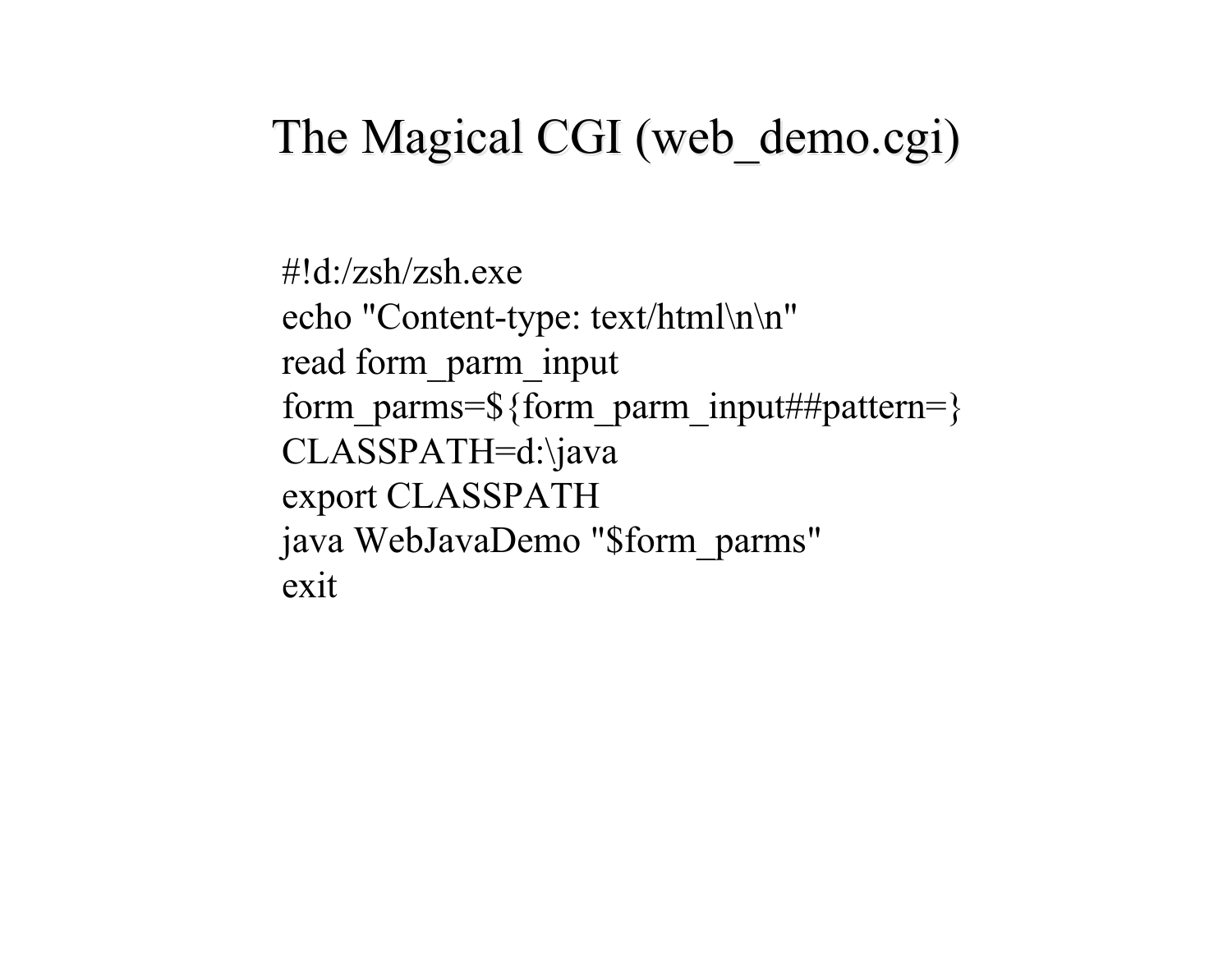# The Magical CGI (web_demo.cgi)

```
#!d:/zsh/zsh.exe
echo "Content-type: text/html\n\n"
read form_parm_input
form_parms=${form_parm_input##pattern=}
CLASSPATH=d:\java
export CLASSPATH
java WebJavaDemo "$form_parms"
exit
```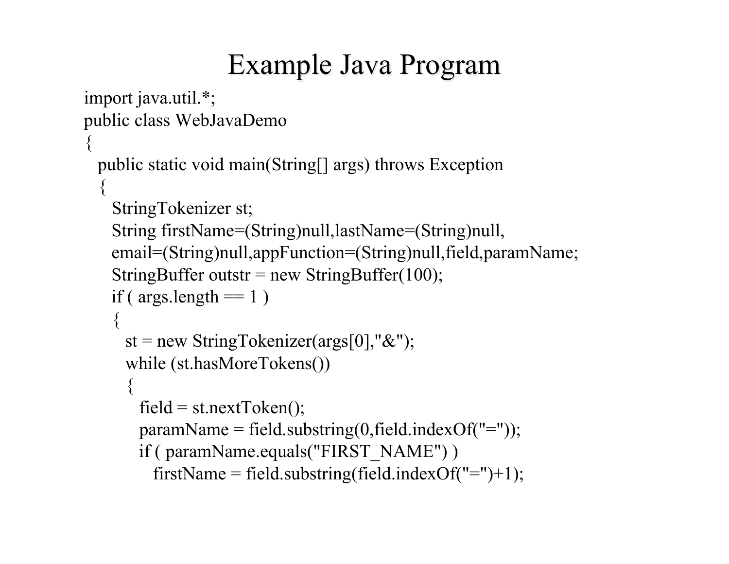# Example Java Program

```
import java.util.*;
public class WebJavaDemo
{
  public static void main(String[] args) throws Exception
  {
    StringTokenizer st;
    String firstName=(String)null,lastName=(String)null,
    email=(String)null,appFunction=(String)null,field,paramName;
    StringBuffer outstr = new StringBuffer(100);
    if ( args.length == 1 )
    {
      st = new StringTokenizer(args[0],"&");
      while (st.hasMoreTokens())
      {
        field = st.nextToken();
        paramName = field.substring(0,field.indexOf("="));
        if ( paramName.equals("FIRST_NAME") )
          firstName = field.substring(field.indexOf("=")+1);
```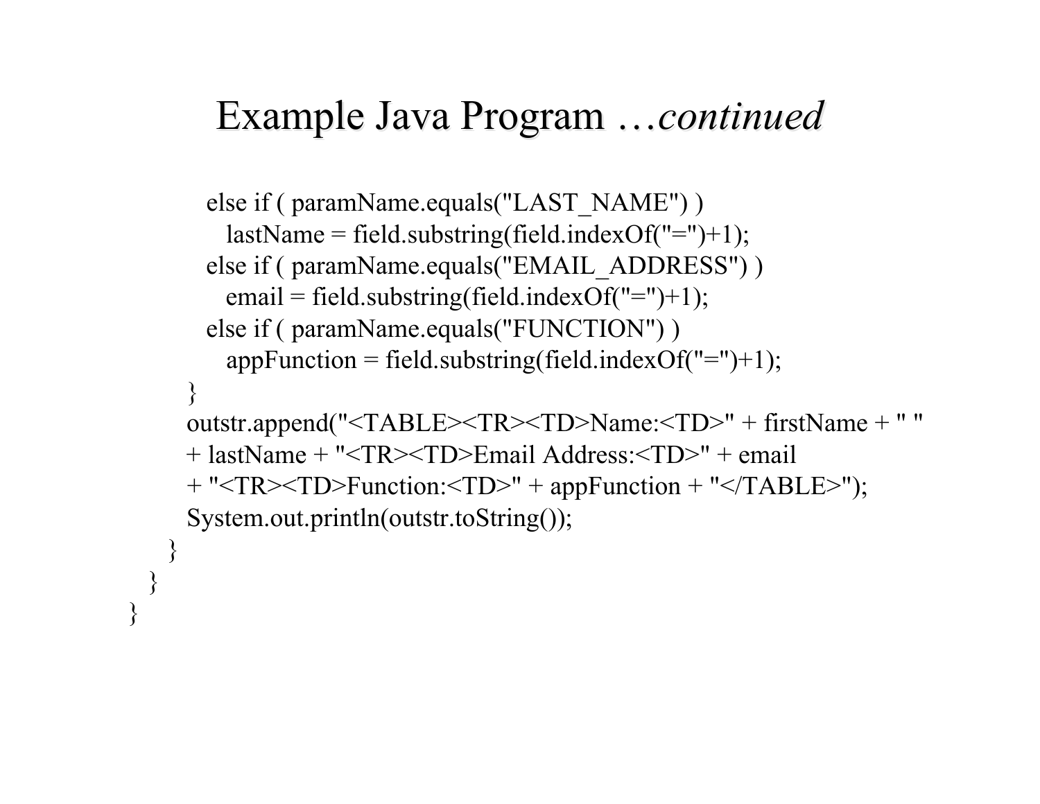# Example Java Program …*continued*

```
        else if ( paramName.equals("LAST_NAME") )
          lastName = field.substring(field.indexOf("=")+1);
        else if ( paramName.equals("EMAIL_ADDRESS") )
          email = field.substring(field.indexOf("=")+1);
        else if ( paramName.equals("FUNCTION") )
          appFunction = field.substring(field.indexOf("=")+1);
      }
      outstr.append("<TABLE><TR><TD>Name:<TD>" + firstName + " "
      + lastName + "<TR><TD>Email Address:<TD>" + email
      + "<TR><TD>Function:<TD>" + appFunction + "</TABLE>");
      System.out.println(outstr.toString());
    }
  }
}
```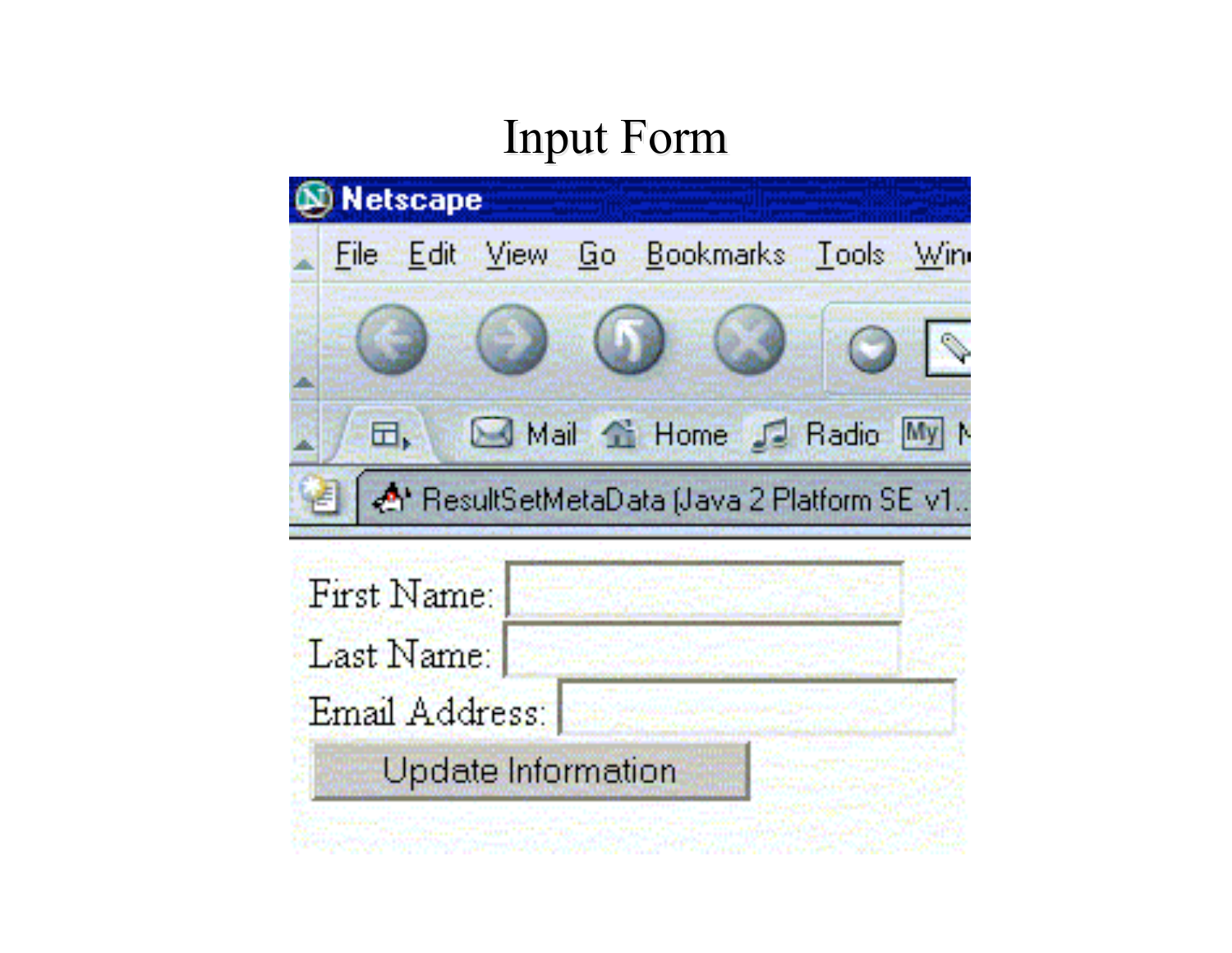# Input Form

Netscape

File Edit View Go Bookmarks Tools Win

Mail Home Radio My

ResultSetMetaData (Java 2 Platform SE v1...

First Name:

Last Name:

Email Address:

Update Information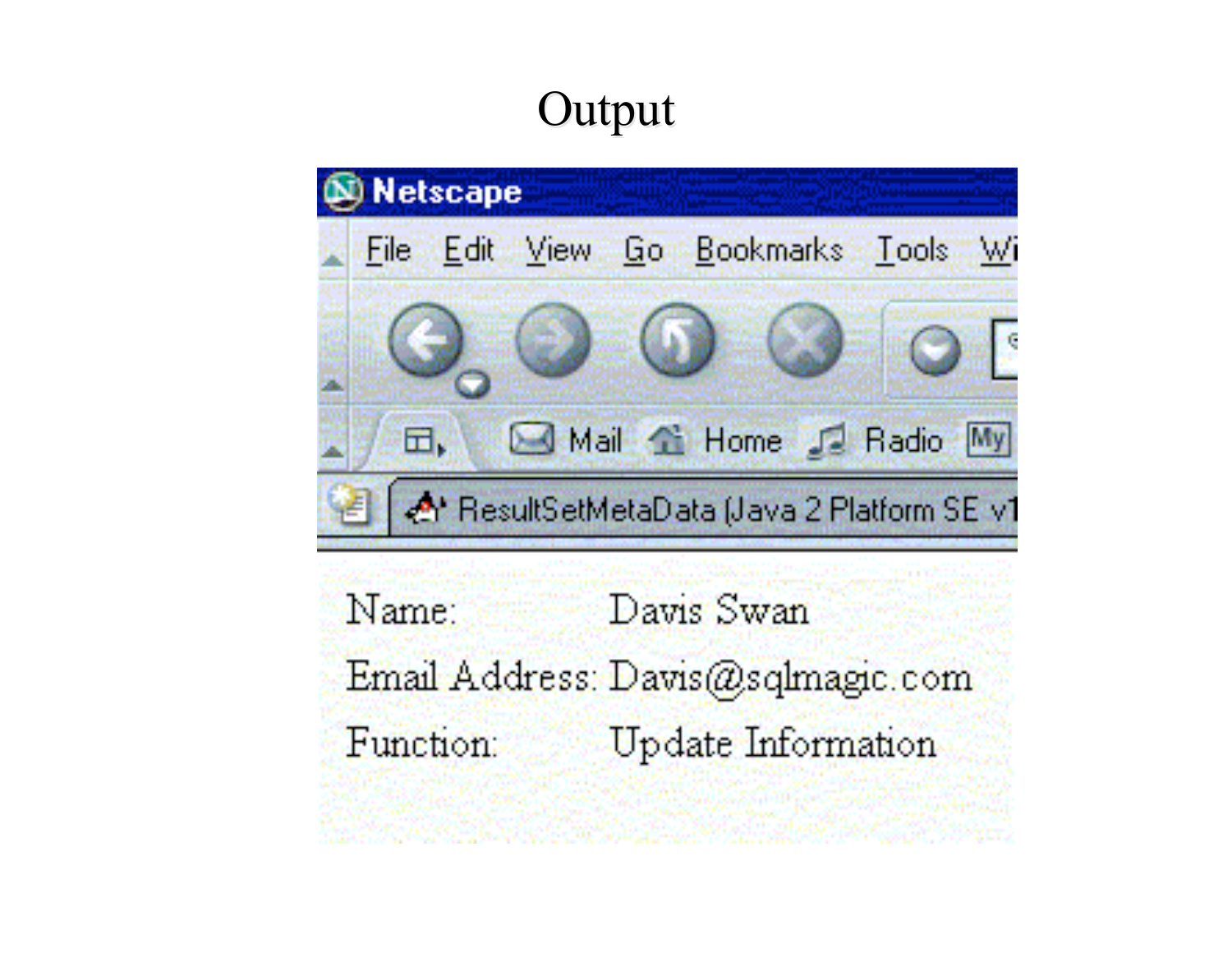# Output

| | |
|---|---|
| Name: | Davis Swan |
| Email Address: | Davis@sqlmagic.com |
| Function: | Update Information |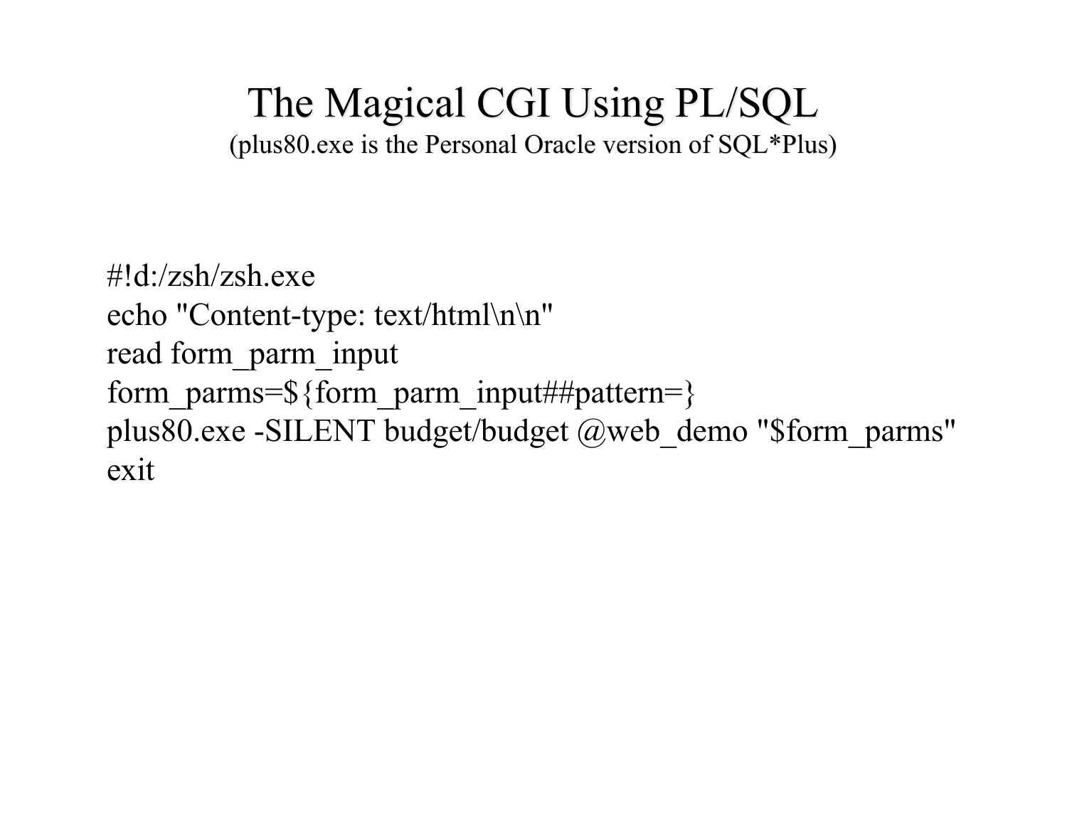# The Magical CGI Using PL/SQL

(plus80.exe is the Personal Oracle version of SQL*Plus)

```
#!d:/zsh/zsh.exe
echo "Content-type: text/html\n\n"
read form_parm_input
form_parms=${form_parm_input##pattern=}
plus80.exe -SILENT budget/budget @web_demo "$form_parms"
exit
```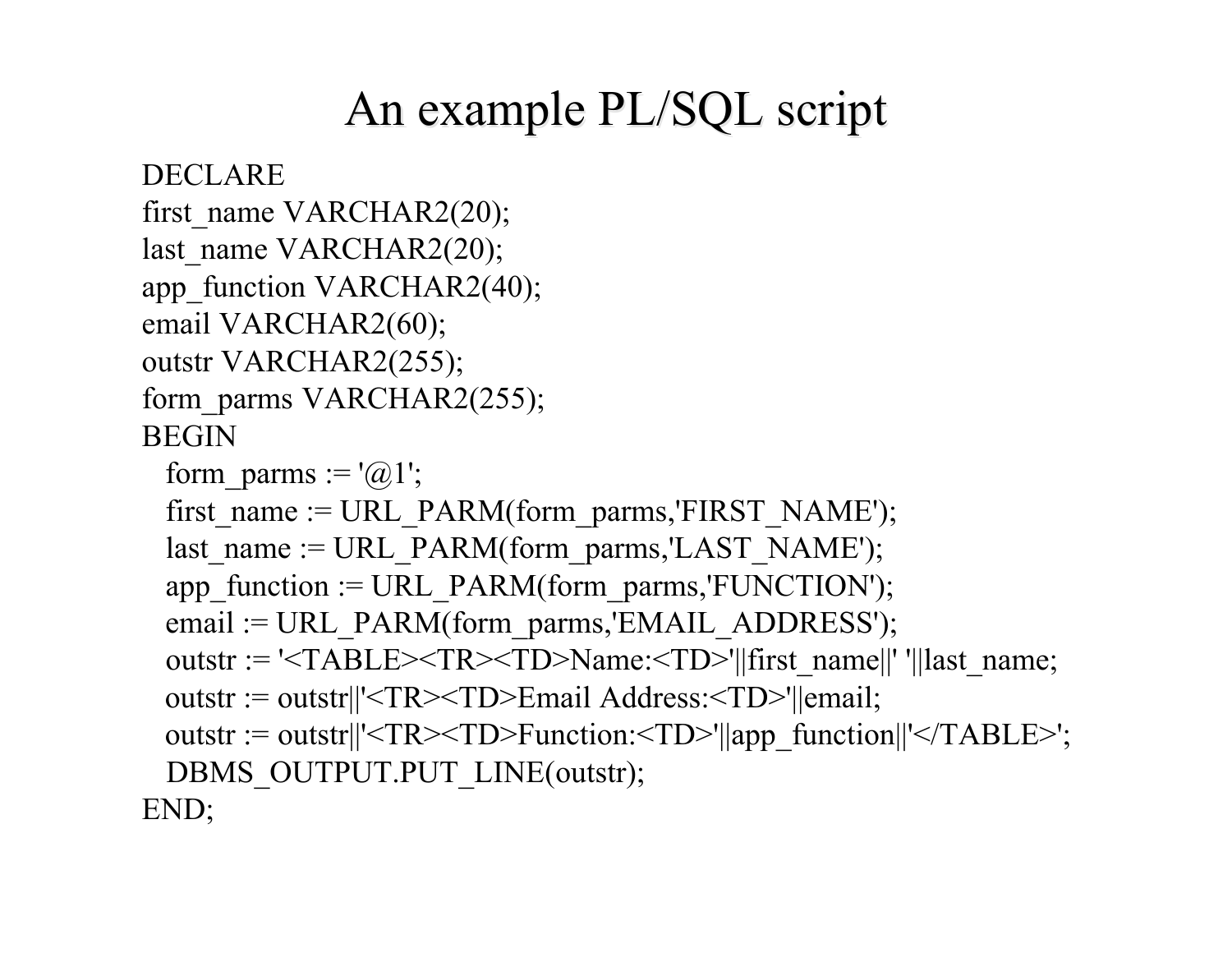# An example PL/SQL script

```
DECLARE
first_name VARCHAR2(20);
last_name VARCHAR2(20);
app_function VARCHAR2(40);
email VARCHAR2(60);
outstr VARCHAR2(255);
form_parms VARCHAR2(255);
BEGIN
  form_parms := '@1';
  first_name := URL_PARM(form_parms,'FIRST_NAME');
  last_name := URL_PARM(form_parms,'LAST_NAME');
  app_function := URL_PARM(form_parms,'FUNCTION');
  email := URL_PARM(form_parms,'EMAIL_ADDRESS');
  outstr := '<TABLE><TR><TD>Name:<TD>'||first_name||' '||last_name;
  outstr := outstr||'<TR><TD>Email Address:<TD>'||email;
  outstr := outstr||'<TR><TD>Function:<TD>'||app_function||'</TABLE>';
  DBMS_OUTPUT.PUT_LINE(outstr);
END;
```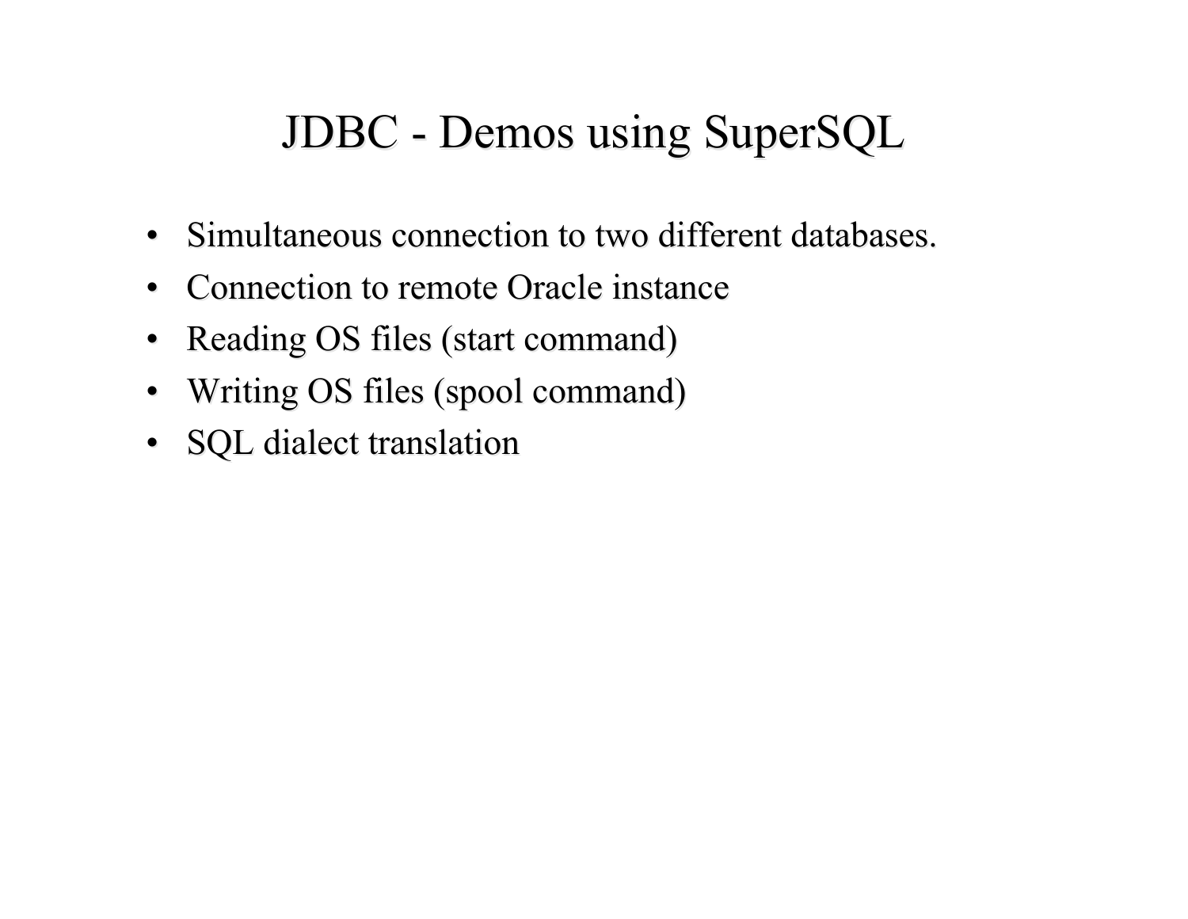# JDBC - Demos using SuperSQL

- Simultaneous connection to two different databases.
- Connection to remote Oracle instance
- Reading OS files (start command)
- Writing OS files (spool command)
- SQL dialect translation